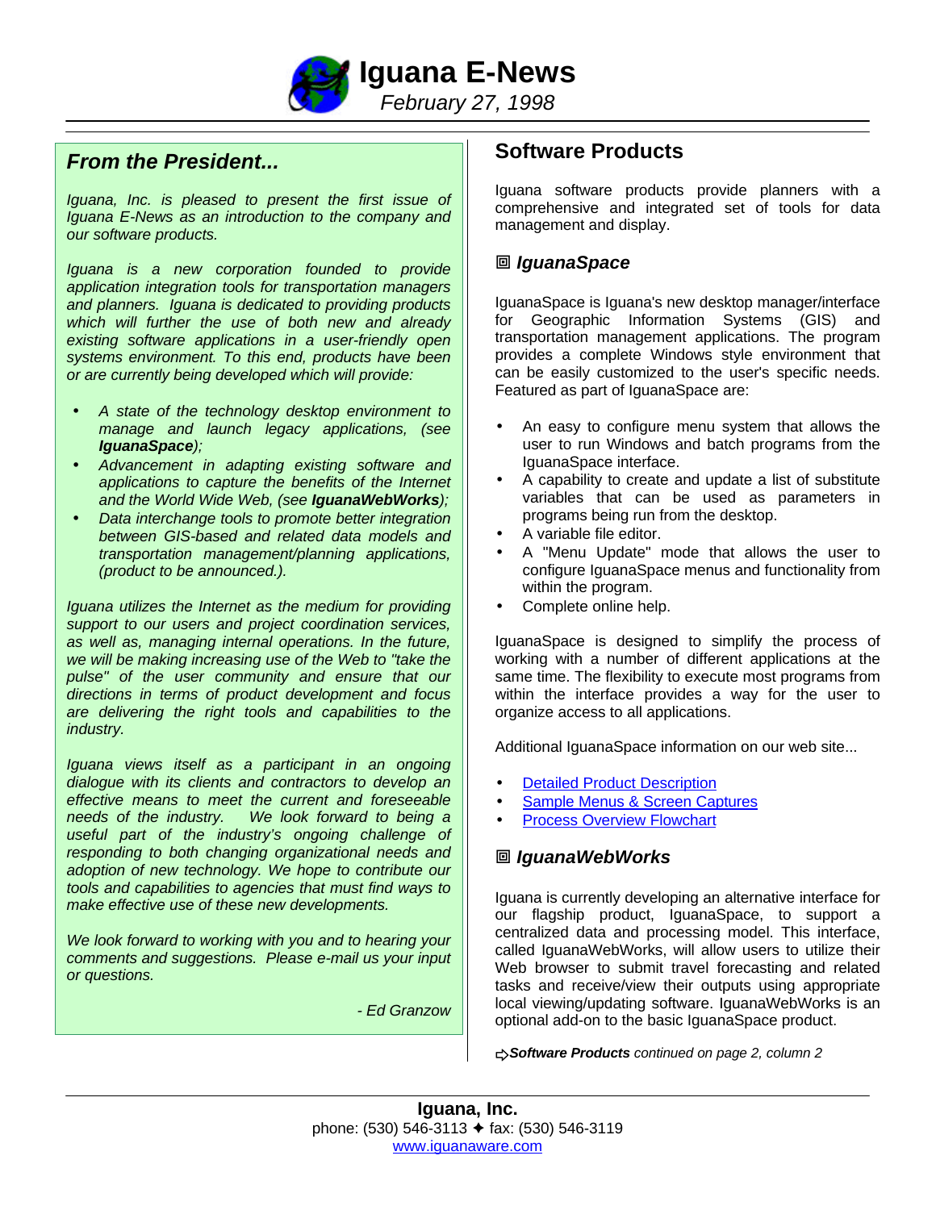# Iguana E-News

*February 27, 1998*

## *From the President...*

*Iguana, Inc. is pleased to present the first issue of Iguana E-News as an introduction to the company and our software products.*

*Iguana is a new corporation founded to provide application integration tools for transportation managers and planners. Iguana is dedicated to providing products which will further the use of both new and already existing software applications in a user-friendly open systems environment. To this end, products have been or are currently being developed which will provide:*

- *A state of the technology desktop environment to manage and launch legacy applications, (see* ***IguanaSpace****);*
- *Advancement in adapting existing software and applications to capture the benefits of the Internet and the World Wide Web, (see* ***IguanaWebWorks****);*
- *Data interchange tools to promote better integration between GIS-based and related data models and transportation management/planning applications, (product to be announced.).*

*Iguana utilizes the Internet as the medium for providing support to our users and project coordination services, as well as, managing internal operations. In the future, we will be making increasing use of the Web to "take the pulse" of the user community and ensure that our directions in terms of product development and focus are delivering the right tools and capabilities to the industry.*

*Iguana views itself as a participant in an ongoing dialogue with its clients and contractors to develop an effective means to meet the current and foreseeable needs of the industry. We look forward to being a useful part of the industry's ongoing challenge of responding to both changing organizational needs and adoption of new technology. We hope to contribute our tools and capabilities to agencies that must find ways to make effective use of these new developments.*

*We look forward to working with you and to hearing your comments and suggestions. Please e-mail us your input or questions.*

*- Ed Granzow*

## Software Products

Iguana software products provide planners with a comprehensive and integrated set of tools for data management and display.

### *IguanaSpace*

IguanaSpace is Iguana's new desktop manager/interface for Geographic Information Systems (GIS) and transportation management applications. The program provides a complete Windows style environment that can be easily customized to the user's specific needs. Featured as part of IguanaSpace are:

- An easy to configure menu system that allows the user to run Windows and batch programs from the IguanaSpace interface.
- A capability to create and update a list of substitute variables that can be used as parameters in programs being run from the desktop.
- A variable file editor.
- A "Menu Update" mode that allows the user to configure IguanaSpace menus and functionality from within the program.
- Complete online help.

IguanaSpace is designed to simplify the process of working with a number of different applications at the same time. The flexibility to execute most programs from within the interface provides a way for the user to organize access to all applications.

Additional IguanaSpace information on our web site...

- Detailed Product Description
- Sample Menus & Screen Captures
- Process Overview Flowchart

### *IguanaWebWorks*

Iguana is currently developing an alternative interface for our flagship product, IguanaSpace, to support a centralized data and processing model. This interface, called IguanaWebWorks, will allow users to utilize their Web browser to submit travel forecasting and related tasks and receive/view their outputs using appropriate local viewing/updating software. IguanaWebWorks is an optional add-on to the basic IguanaSpace product.

⇨***Software Products*** *continued on page 2, column 2*

**Iguana, Inc.**
phone: (530) 546-3113 ✦ fax: (530) 546-3119
www.iguanaware.com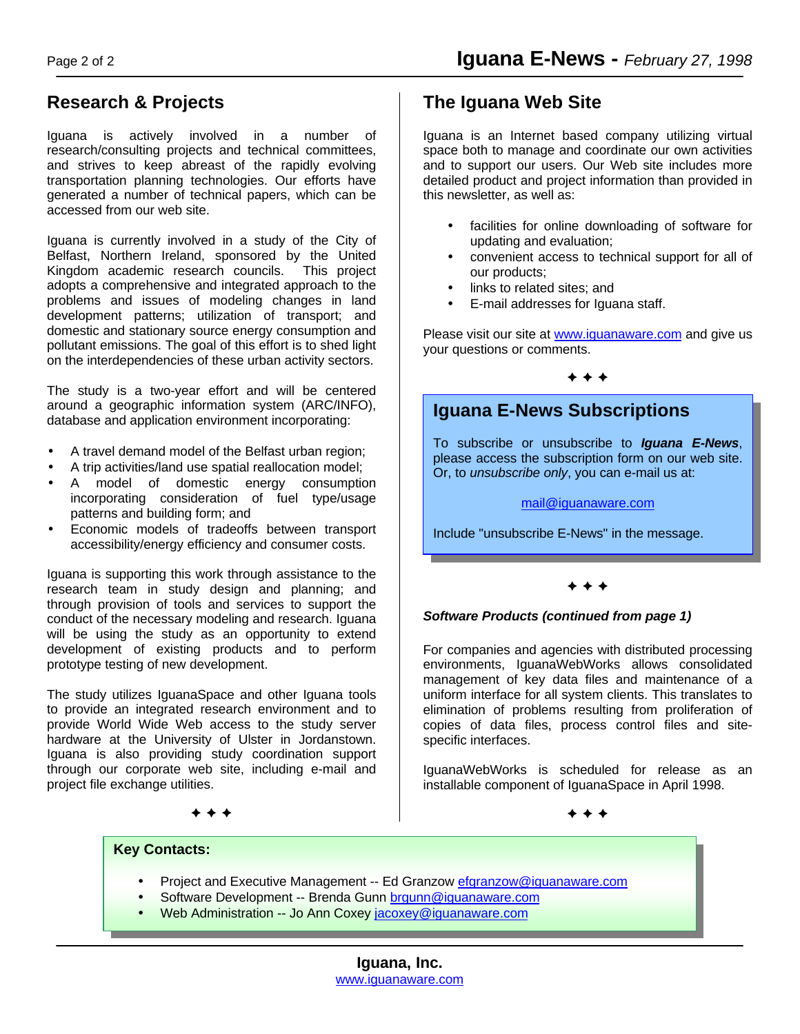## Research & Projects

Iguana is actively involved in a number of research/consulting projects and technical committees, and strives to keep abreast of the rapidly evolving transportation planning technologies. Our efforts have generated a number of technical papers, which can be accessed from our web site.

Iguana is currently involved in a study of the City of Belfast, Northern Ireland, sponsored by the United Kingdom academic research councils. This project adopts a comprehensive and integrated approach to the problems and issues of modeling changes in land development patterns; utilization of transport; and domestic and stationary source energy consumption and pollutant emissions. The goal of this effort is to shed light on the interdependencies of these urban activity sectors.

The study is a two-year effort and will be centered around a geographic information system (ARC/INFO), database and application environment incorporating:

- A travel demand model of the Belfast urban region;
- A trip activities/land use spatial reallocation model;
- A model of domestic energy consumption incorporating consideration of fuel type/usage patterns and building form; and
- Economic models of tradeoffs between transport accessibility/energy efficiency and consumer costs.

Iguana is supporting this work through assistance to the research team in study design and planning; and through provision of tools and services to support the conduct of the necessary modeling and research. Iguana will be using the study as an opportunity to extend development of existing products and to perform prototype testing of new development.

The study utilizes IguanaSpace and other Iguana tools to provide an integrated research environment and to provide World Wide Web access to the study server hardware at the University of Ulster in Jordanstown. Iguana is also providing study coordination support through our corporate web site, including e-mail and project file exchange utilities.

✦ ✦ ✦

## The Iguana Web Site

Iguana is an Internet based company utilizing virtual space both to manage and coordinate our own activities and to support our users. Our Web site includes more detailed product and project information than provided in this newsletter, as well as:

- facilities for online downloading of software for updating and evaluation;
- convenient access to technical support for all of our products;
- links to related sites; and
- E-mail addresses for Iguana staff.

Please visit our site at www.iguanaware.com and give us your questions or comments.

✦ ✦ ✦

## Iguana E-News Subscriptions

To subscribe or unsubscribe to ***Iguana E-News***, please access the subscription form on our web site. Or, to *unsubscribe only*, you can e-mail us at:

mail@iguanaware.com

Include "unsubscribe E-News" in the message.

✦ ✦ ✦

***Software Products (continued from page 1)***

For companies and agencies with distributed processing environments, IguanaWebWorks allows consolidated management of key data files and maintenance of a uniform interface for all system clients. This translates to elimination of problems resulting from proliferation of copies of data files, process control files and site-specific interfaces.

IguanaWebWorks is scheduled for release as an installable component of IguanaSpace in April 1998.

✦ ✦ ✦

**Key Contacts:**

- Project and Executive Management -- Ed Granzow efgranzow@iguanaware.com
- Software Development -- Brenda Gunn brgunn@iguanaware.com
- Web Administration -- Jo Ann Coxey jacoxey@iguanaware.com

**Iguana, Inc.**
www.iguanaware.com